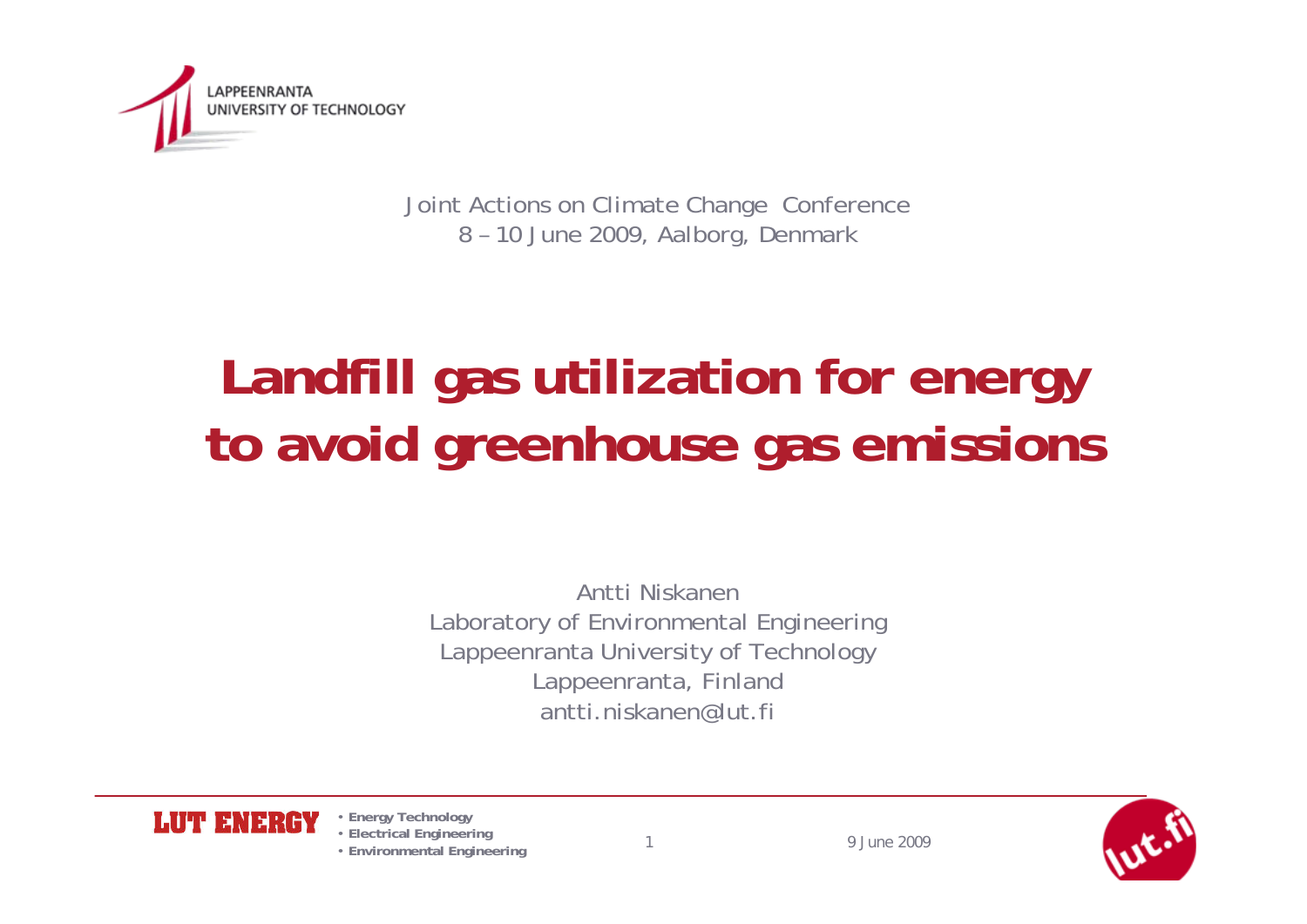LAPPEENRANTA UNIVERSITY OF TECHNOLOGY

Joint Actions on Climate Change Conference
8 – 10 June 2009, Aalborg, Denmark

# Landfill gas utilization for energy to avoid greenhouse gas emissions

Antti Niskanen
Laboratory of Environmental Engineering
Lappeenranta University of Technology
Lappeenranta, Finland
antti.niskanen@lut.fi

LUT ENERGY

- Energy Technology
- Electrical Engineering
- Environmental Engineering

9 June 2009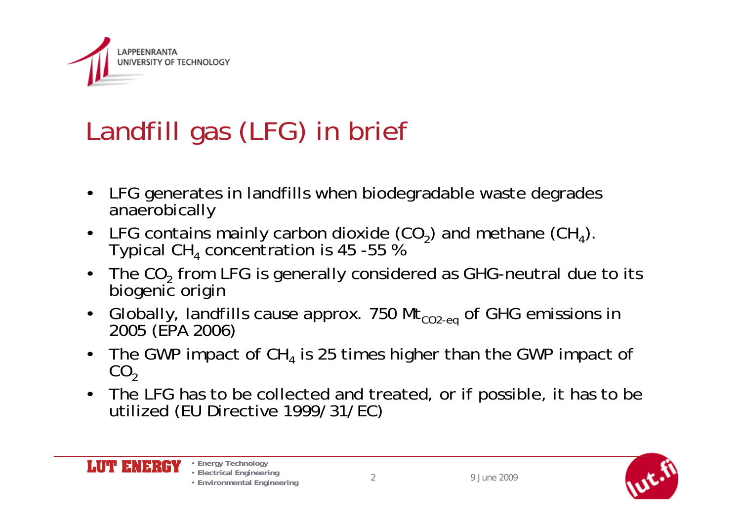# Landfill gas (LFG) in brief

- LFG generates in landfills when biodegradable waste degrades anaerobically
- LFG contains mainly carbon dioxide ($CO_2$) and methane ($CH_4$). Typical $CH_4$ concentration is 45 -55 %
- The $CO_2$ from LFG is generally considered as GHG-neutral due to its biogenic origin
- Globally, landfills cause approx. 750 $Mt_{CO2\text{-}eq}$ of GHG emissions in 2005 (EPA 2006)
- The GWP impact of $CH_4$ is 25 times higher than the GWP impact of $CO_2$
- The LFG has to be collected and treated, or if possible, it has to be utilized (EU Directive 1999/31/EC)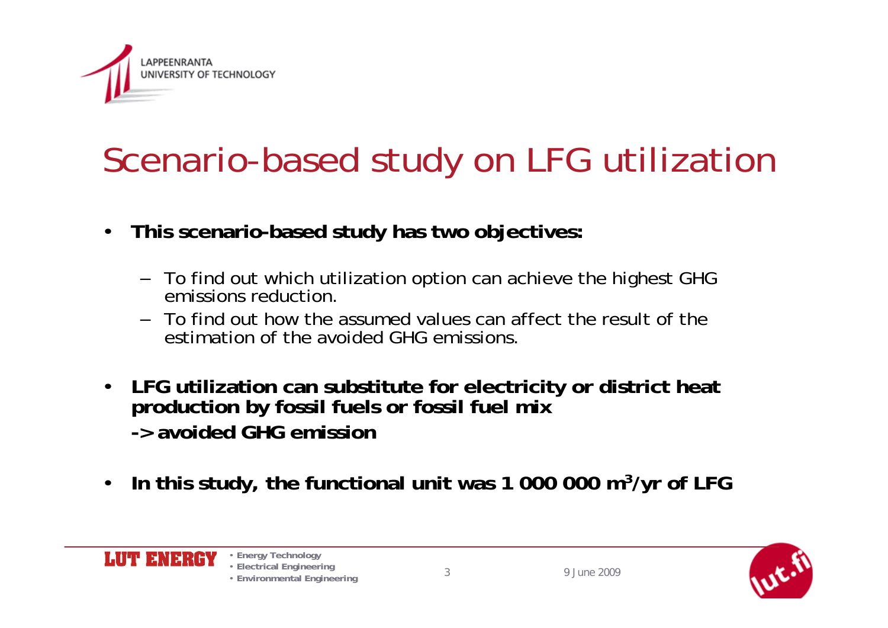# Scenario-based study on LFG utilization

- **This scenario-based study has two objectives:**
  - To find out which utilization option can achieve the highest GHG emissions reduction.
  - To find out how the assumed values can affect the result of the estimation of the avoided GHG emissions.
- **LFG utilization can substitute for electricity or district heat production by fossil fuels or fossil fuel mix**

  **-> avoided GHG emission**
- **In this study, the functional unit was 1 000 000 $m^3$/yr of LFG**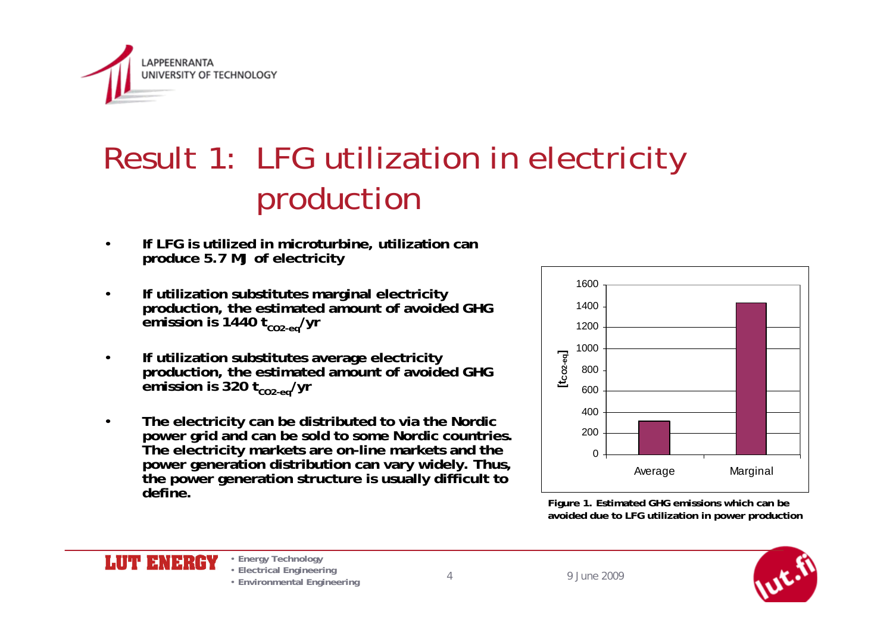# Result 1: LFG utilization in electricity production

- **If LFG is utilized in microturbine, utilization can produce 5.7 MJ of electricity**
- **If utilization substitutes marginal electricity production, the estimated amount of avoided GHG emission is 1440 $t_{CO2\text{-}eq}$/yr**
- **If utilization substitutes average electricity production, the estimated amount of avoided GHG emission is 320 $t_{CO2\text{-}eq}$/yr**
- **The electricity can be distributed to via the Nordic power grid and can be sold to some Nordic countries. The electricity markets are on-line markets and the power generation distribution can vary widely. Thus, the power generation structure is usually difficult to define.**

[$t_{CO2\text{-}eq}$]

1600
1400
1200
1000
800
600
400
200
0

Average
Marginal

**Figure 1. Estimated GHG emissions which can be avoided due to LFG utilization in power production**

LUT ENERGY
- Energy Technology
- Electrical Engineering
- Environmental Engineering

9 June 2009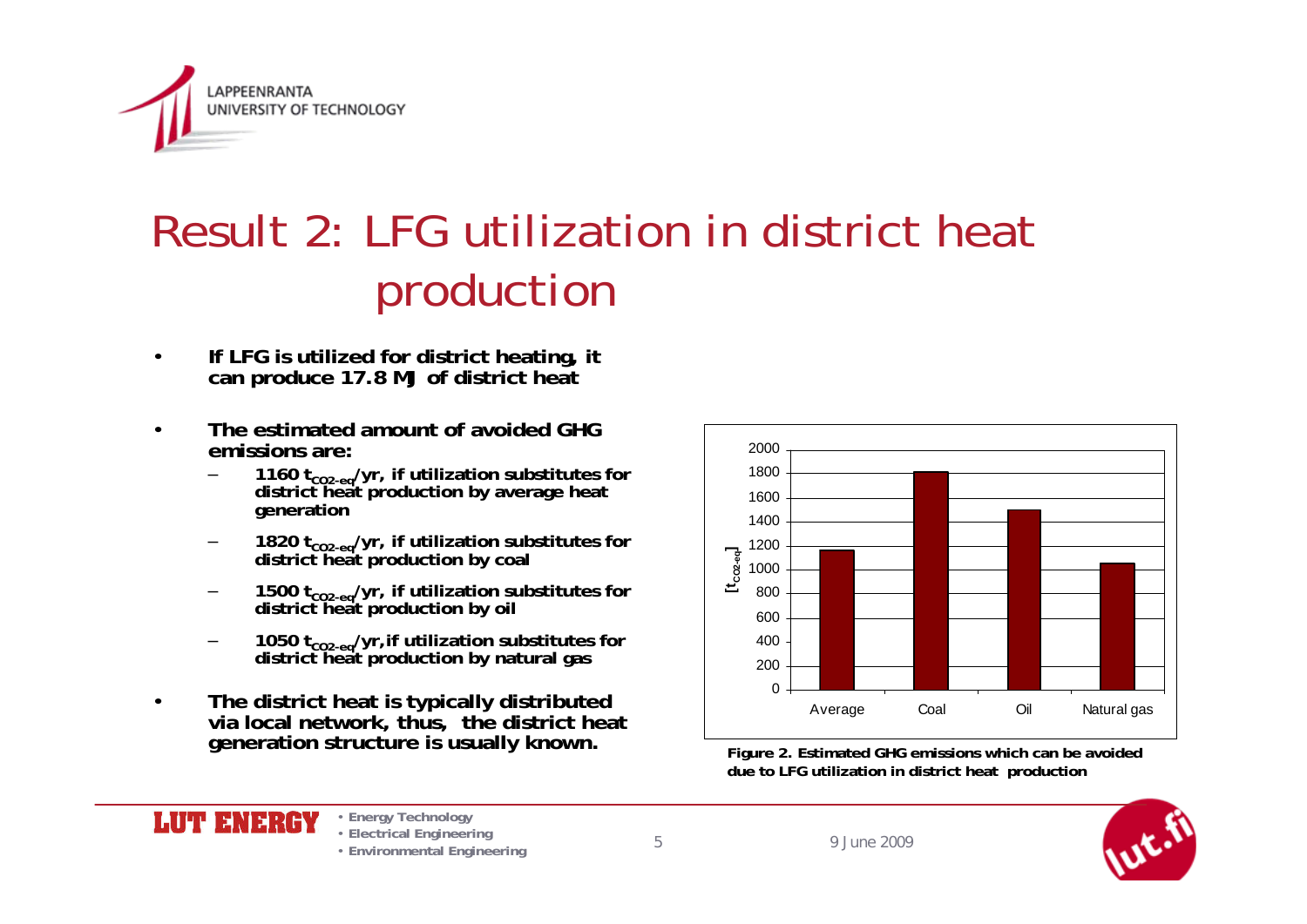# Result 2: LFG utilization in district heat production

- **If LFG is utilized for district heating, it can produce 17.8 MJ of district heat**
- **The estimated amount of avoided GHG emissions are:**
  - **1160 $t_{CO2-eq}$/yr, if utilization substitutes for district heat production by average heat generation**
  - **1820 $t_{CO2-eq}$/yr, if utilization substitutes for district heat production by coal**
  - **1500 $t_{CO2-eq}$/yr, if utilization substitutes for district heat production by oil**
  - **1050 $t_{CO2-eq}$/yr, if utilization substitutes for district heat production by natural gas**
- **The district heat is typically distributed via local network, thus, the district heat generation structure is usually known.**

[$t_{CO2-eq}$]

2000
1800
1600
1400
1200
1000
800
600
400
200
0

Average
Coal
Oil
Natural gas

**Figure 2. Estimated GHG emissions which can be avoided due to LFG utilization in district heat production**

LUT ENERGY

- Energy Technology
- Electrical Engineering
- Environmental Engineering

9 June 2009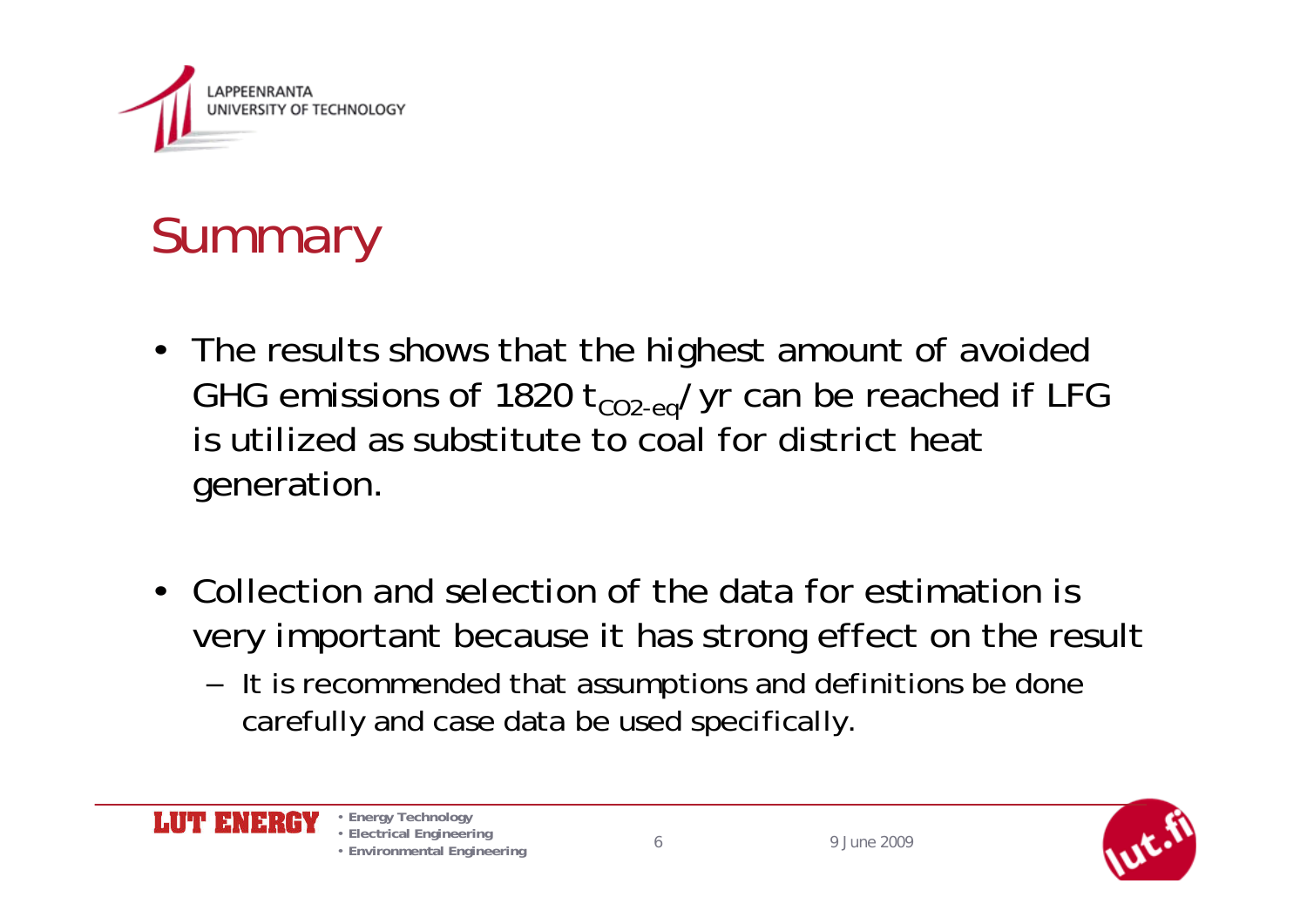# Summary

- The results shows that the highest amount of avoided GHG emissions of 1820 $t_{CO2\text{-}eq}$/ yr can be reached if LFG is utilized as substitute to coal for district heat generation.
- Collection and selection of the data for estimation is very important because it has strong effect on the result
  - It is recommended that assumptions and definitions be done carefully and case data be used specifically.